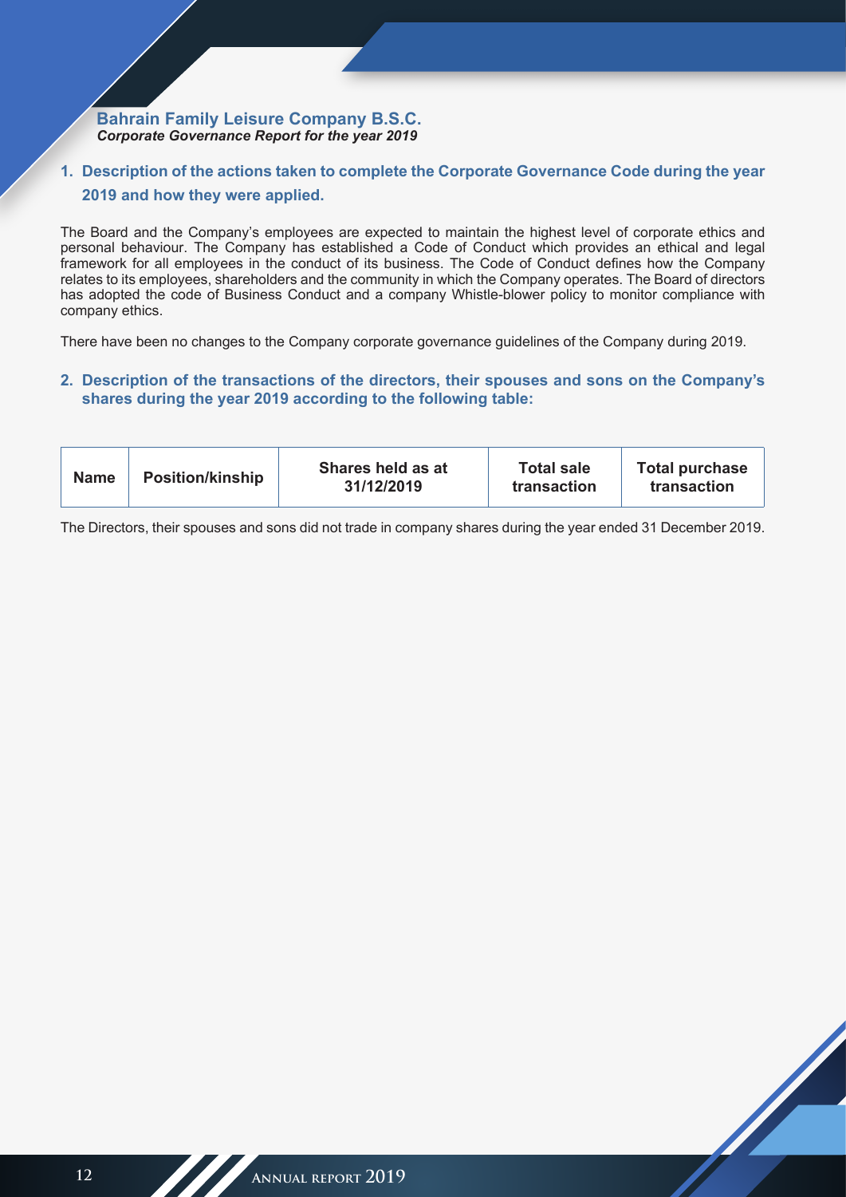**Bahrain Family Leisure Company B.S.C.**
***Corporate Governance Report for the year 2019***

## 1. Description of the actions taken to complete the Corporate Governance Code during the year 2019 and how they were applied.

The Board and the Company's employees are expected to maintain the highest level of corporate ethics and personal behaviour. The Company has established a Code of Conduct which provides an ethical and legal framework for all employees in the conduct of its business. The Code of Conduct defines how the Company relates to its employees, shareholders and the community in which the Company operates. The Board of directors has adopted the code of Business Conduct and a company Whistle-blower policy to monitor compliance with company ethics.

There have been no changes to the Company corporate governance guidelines of the Company during 2019.

## 2. Description of the transactions of the directors, their spouses and sons on the Company's shares during the year 2019 according to the following table:

| Name | Position/kinship | Shares held as at 31/12/2019 | Total sale transaction | Total purchase transaction |
|---|---|---|---|---|

The Directors, their spouses and sons did not trade in company shares during the year ended 31 December 2019.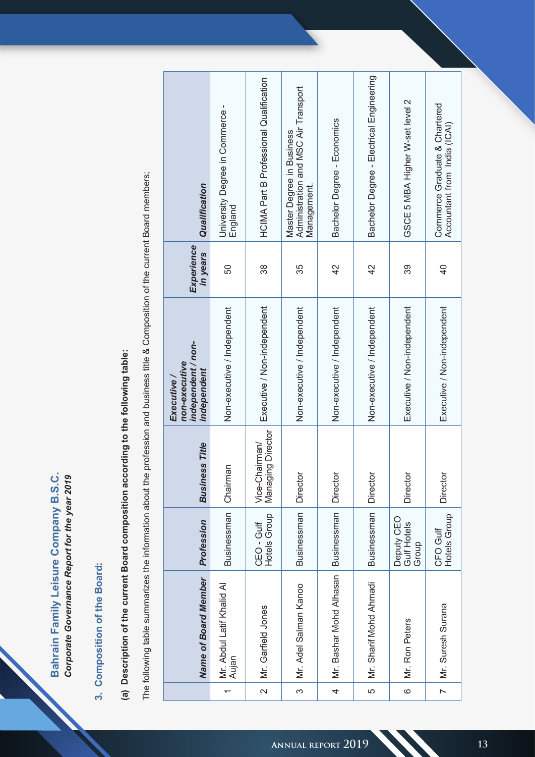**Bahrain Family Leisure Company B.S.C.**
***Corporate Governance Report for the year 2019***

## 3. Composition of the Board:

### (a) Description of the current Board composition according to the following table:

The following table summarizes the information about the profession and business title & Composition of the current Board members;

| | Name of Board Member | Profession | Business Title | Executive / non-executive independent / non-independent | Experience in years | Qualification |
|---|---|---|---|---|---|---|
| 1 | Mr. Abdul Latif Khalid Al Aujan | Businessman | Chairman | Non-executive / Independent | 50 | University Degree in Commerce - England |
| 2 | Mr. Garfield Jones | CEO - Gulf Hotels Group | Vice-Chairman/ Managing Director | Executive / Non-independent | 38 | HCIMA Part B Professional Qualification |
| 3 | Mr. Adel Salman Kanoo | Businessman | Director | Non-executive / Independent | 35 | Master Degree in Business Administration and MSC Air Transport Management. |
| 4 | Mr. Bashar Mohd Alhasan | Businessman | Director | Non-executive / Independent | 42 | Bachelor Degree - Economics |
| 5 | Mr. Sharif Mohd Ahmadi | Businessman | Director | Non-executive / Independent | 42 | Bachelor Degree - Electrical Engineering |
| 6 | Mr. Ron Peters | Deputy CEO Gulf Hotels Group | Director | Executive / Non-independent | 39 | GSCE 5 MBA Higher W-set level 2 |
| 7 | Mr. Suresh Surana | CFO Gulf Hotels Group | Director | Executive / Non-independent | 40 | Commerce Graduate & Chartered Accountant from India (ICAI) |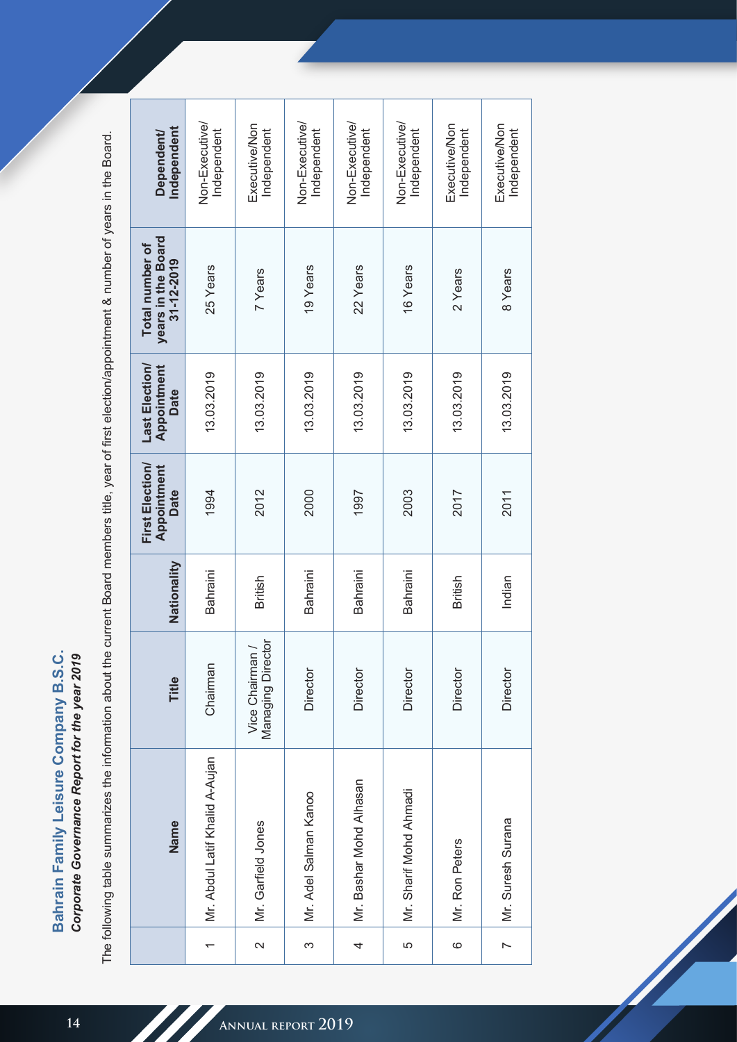## Bahrain Family Leisure Company B.S.C.

***Corporate Governance Report for the year 2019***

The following table summarizes the information about the current Board members title, year of first election/appointment & number of years in the Board.

| | Name | Title | Nationality | First Election/ Appointment Date | Last Election/ Appointment Date | Total number of years in the Board 31-12-2019 | Dependent/ Independent |
|---|---|---|---|---|---|---|---|
| 1 | Mr. Abdul Latif Khalid A-Aujan | Chairman | Bahraini | 1994 | 13.03.2019 | 25 Years | Non-Executive/ Independent |
| 2 | Mr. Garfield Jones | Vice Chairman / Managing Director | British | 2012 | 13.03.2019 | 7 Years | Executive/Non Independent |
| 3 | Mr. Adel Salman Kanoo | Director | Bahraini | 2000 | 13.03.2019 | 19 Years | Non-Executive/ Independent |
| 4 | Mr. Bashar Mohd Alhasan | Director | Bahraini | 1997 | 13.03.2019 | 22 Years | Non-Executive/ Independent |
| 5 | Mr. Sharif Mohd Ahmadi | Director | Bahraini | 2003 | 13.03.2019 | 16 Years | Non-Executive/ Independent |
| 6 | Mr. Ron Peters | Director | British | 2017 | 13.03.2019 | 2 Years | Executive/Non Independent |
| 7 | Mr. Suresh Surana | Director | Indian | 2011 | 13.03.2019 | 8 Years | Executive/Non Independent |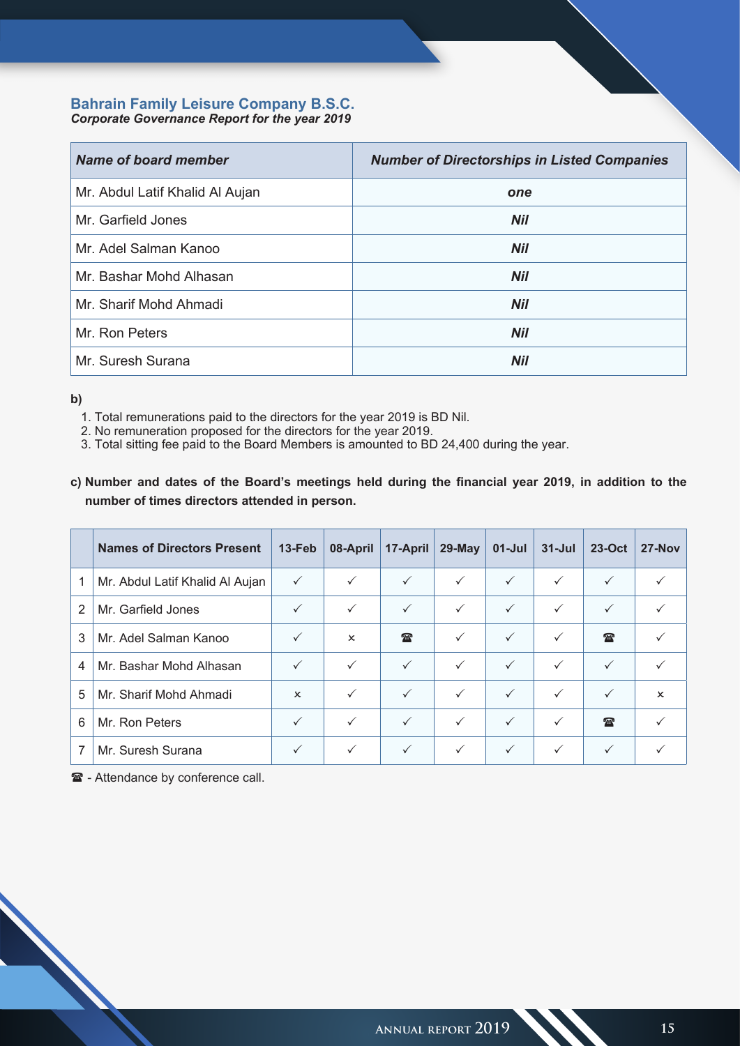**Bahrain Family Leisure Company B.S.C.**
***Corporate Governance Report for the year 2019***

| *Name of board member* | *Number of Directorships in Listed Companies* |
|---|---|
| Mr. Abdul Latif Khalid Al Aujan | ***one*** |
| Mr. Garfield Jones | ***Nil*** |
| Mr. Adel Salman Kanoo | ***Nil*** |
| Mr. Bashar Mohd Alhasan | ***Nil*** |
| Mr. Sharif Mohd Ahmadi | ***Nil*** |
| Mr. Ron Peters | ***Nil*** |
| Mr. Suresh Surana | ***Nil*** |

**b)**

1. Total remunerations paid to the directors for the year 2019 is BD Nil.
2. No remuneration proposed for the directors for the year 2019.
3. Total sitting fee paid to the Board Members is amounted to BD 24,400 during the year.

**c) Number and dates of the Board's meetings held during the financial year 2019, in addition to the number of times directors attended in person.**

| | Names of Directors Present | 13-Feb | 08-April | 17-April | 29-May | 01-Jul | 31-Jul | 23-Oct | 27-Nov |
|---|---|---|---|---|---|---|---|---|---|
| 1 | Mr. Abdul Latif Khalid Al Aujan | ✓ | ✓ | ✓ | ✓ | ✓ | ✓ | ✓ | ✓ |
| 2 | Mr. Garfield Jones | ✓ | ✓ | ✓ | ✓ | ✓ | ✓ | ✓ | ✓ |
| 3 | Mr. Adel Salman Kanoo | ✓ | × | ☎ | ✓ | ✓ | ✓ | ☎ | ✓ |
| 4 | Mr. Bashar Mohd Alhasan | ✓ | ✓ | ✓ | ✓ | ✓ | ✓ | ✓ | ✓ |
| 5 | Mr. Sharif Mohd Ahmadi | × | ✓ | ✓ | ✓ | ✓ | ✓ | ✓ | × |
| 6 | Mr. Ron Peters | ✓ | ✓ | ✓ | ✓ | ✓ | ✓ | ☎ | ✓ |
| 7 | Mr. Suresh Surana | ✓ | ✓ | ✓ | ✓ | ✓ | ✓ | ✓ | ✓ |

☎ - Attendance by conference call.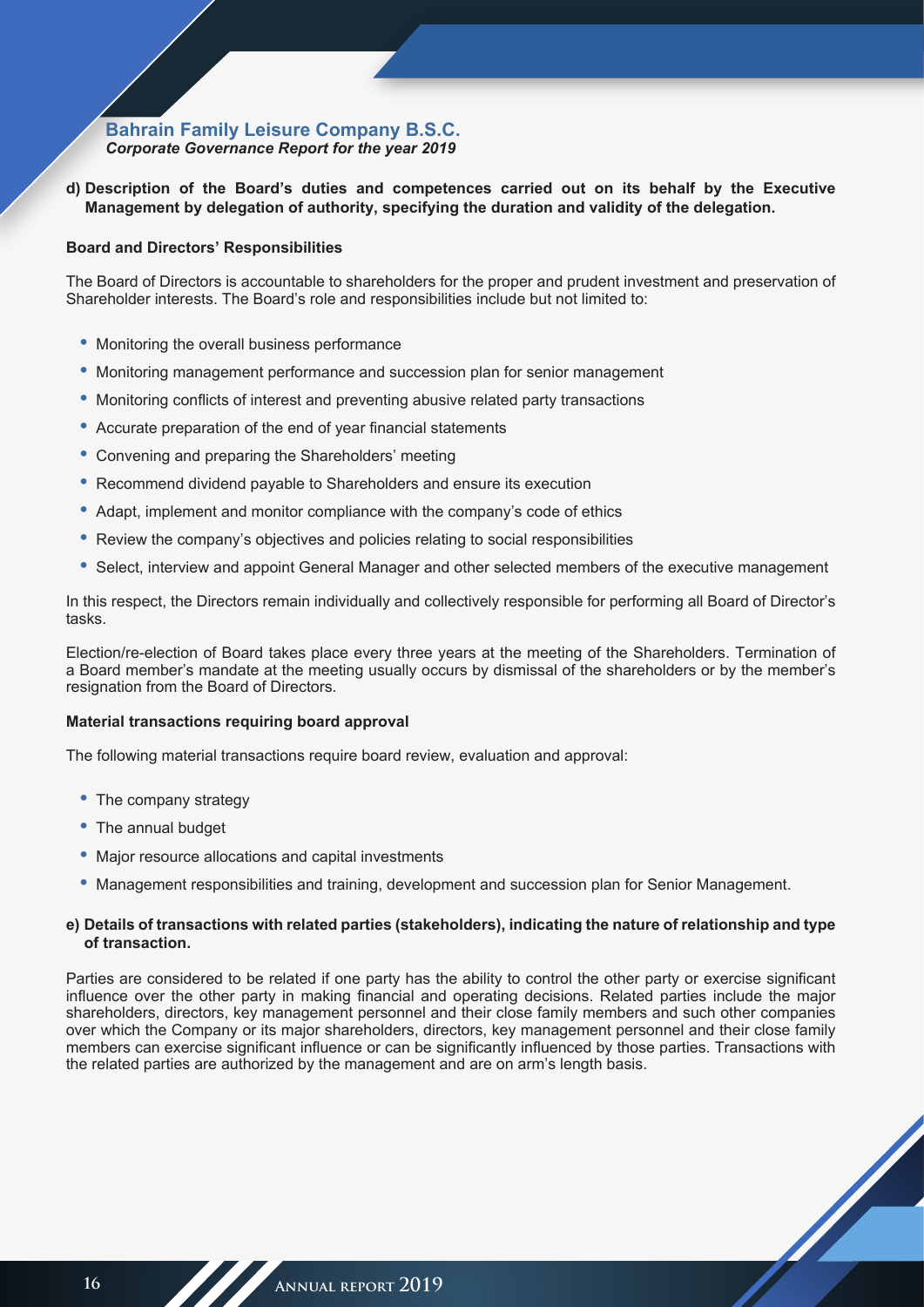**d) Description of the Board's duties and competences carried out on its behalf by the Executive Management by delegation of authority, specifying the duration and validity of the delegation.**

**Board and Directors' Responsibilities**

The Board of Directors is accountable to shareholders for the proper and prudent investment and preservation of Shareholder interests. The Board's role and responsibilities include but not limited to:

- Monitoring the overall business performance
- Monitoring management performance and succession plan for senior management
- Monitoring conflicts of interest and preventing abusive related party transactions
- Accurate preparation of the end of year financial statements
- Convening and preparing the Shareholders' meeting
- Recommend dividend payable to Shareholders and ensure its execution
- Adapt, implement and monitor compliance with the company's code of ethics
- Review the company's objectives and policies relating to social responsibilities
- Select, interview and appoint General Manager and other selected members of the executive management

In this respect, the Directors remain individually and collectively responsible for performing all Board of Director's tasks.

Election/re-election of Board takes place every three years at the meeting of the Shareholders. Termination of a Board member's mandate at the meeting usually occurs by dismissal of the shareholders or by the member's resignation from the Board of Directors.

**Material transactions requiring board approval**

The following material transactions require board review, evaluation and approval:

- The company strategy
- The annual budget
- Major resource allocations and capital investments
- Management responsibilities and training, development and succession plan for Senior Management.

**e) Details of transactions with related parties (stakeholders), indicating the nature of relationship and type of transaction.**

Parties are considered to be related if one party has the ability to control the other party or exercise significant influence over the other party in making financial and operating decisions. Related parties include the major shareholders, directors, key management personnel and their close family members and such other companies over which the Company or its major shareholders, directors, key management personnel and their close family members can exercise significant influence or can be significantly influenced by those parties. Transactions with the related parties are authorized by the management and are on arm's length basis.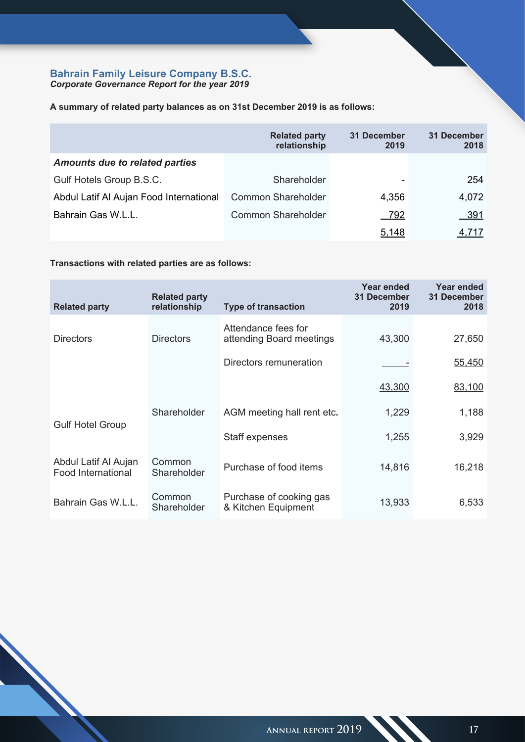**Bahrain Family Leisure Company B.S.C.**
***Corporate Governance Report for the year 2019***

**A summary of related party balances as on 31st December 2019 is as follows:**

| | Related party relationship | 31 December 2019 | 31 December 2018 |
|---|---|---|---|
| ***Amounts due to related parties*** | | | |
| Gulf Hotels Group B.S.C. | Shareholder | - | 254 |
| Abdul Latif Al Aujan Food International | Common Shareholder | 4,356 | 4,072 |
| Bahrain Gas W.L.L. | Common Shareholder | 792 | 391 |
| | | 5,148 | 4,717 |

**Transactions with related parties are as follows:**

| Related party | Related party relationship | Type of transaction | Year ended 31 December 2019 | Year ended 31 December 2018 |
|---|---|---|---|---|
| Directors | Directors | Attendance fees for attending Board meetings | 43,300 | 27,650 |
| | | Directors remuneration | - | 55,450 |
| | | | 43,300 | 83,100 |
| Gulf Hotel Group | Shareholder | AGM meeting hall rent etc. | 1,229 | 1,188 |
| | | Staff expenses | 1,255 | 3,929 |
| Abdul Latif Al Aujan Food International | Common Shareholder | Purchase of food items | 14,816 | 16,218 |
| Bahrain Gas W.L.L. | Common Shareholder | Purchase of cooking gas & Kitchen Equipment | 13,933 | 6,533 |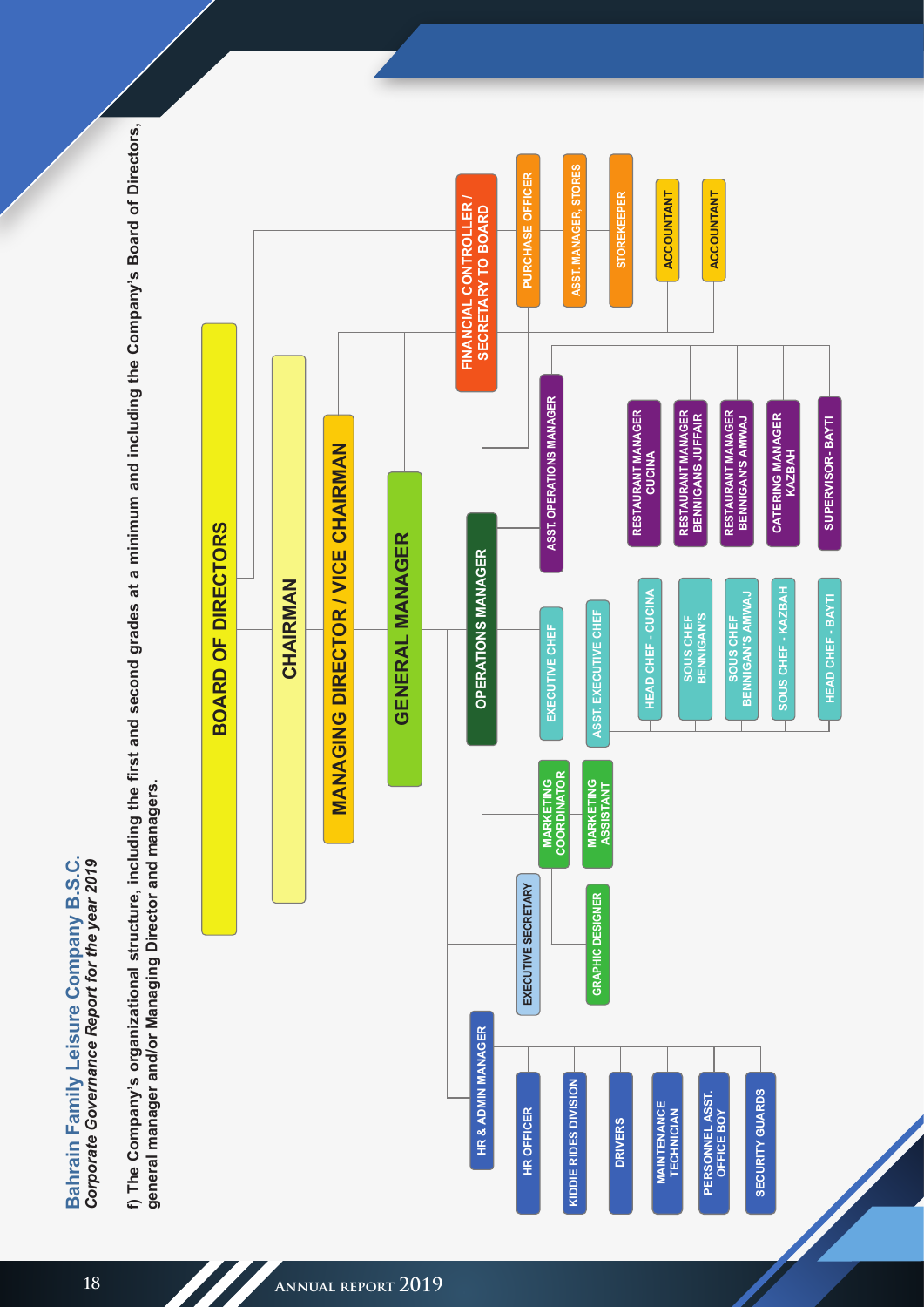**Bahrain Family Leisure Company B.S.C.**
*Corporate Governance Report for the year 2019*

**f) The Company's organizational structure, including the first and second grades at a minimum and including the Company's Board of Directors, general manager and/or Managing Director and managers.**

- BOARD OF DIRECTORS
  - FINANCIAL CONTROLLER / SECRETARY TO BOARD
    - PURCHASE OFFICER
    - ASST. MANAGER, STORES
    - STOREKEEPER
    - ACCOUNTANT
    - ACCOUNTANT
  - CHAIRMAN
    - MANAGING DIRECTOR / VICE CHAIRMAN
      - GENERAL MANAGER
        - OPERATIONS MANAGER
          - ASST. OPERATIONS MANAGER
            - RESTAURANT MANAGER CUCINA
            - RESTAURANT MANAGER BENNIGANS JUFFAIR
            - RESTAURANT MANAGER BENNIGAN'S AMWAJ
            - CATERING MANAGER KAZBAH
            - SUPERVISOR - BAYTI
          - EXECUTIVE CHEF
            - ASST. EXECUTIVE CHEF
              - HEAD CHEF - CUCINA
              - SOUS CHEF BENNIGAN'S
              - SOUS CHEF BENNIGAN'S AMWAJ
              - SOUS CHEF - KAZBAH
              - HEAD CHEF - BAYTI
          - MARKETING COORDINATOR
            - MARKETING ASSISTANT
        - EXECUTIVE SECRETARY
          - GRAPHIC DESIGNER
        - HR & ADMIN MANAGER
          - HR OFFICER
          - KIDDIE RIDES DIVISION
          - DRIVERS
          - MAINTENANCE TECHNICIAN
          - PERSONNEL ASST. OFFICE BOY
          - SECURITY GUARDS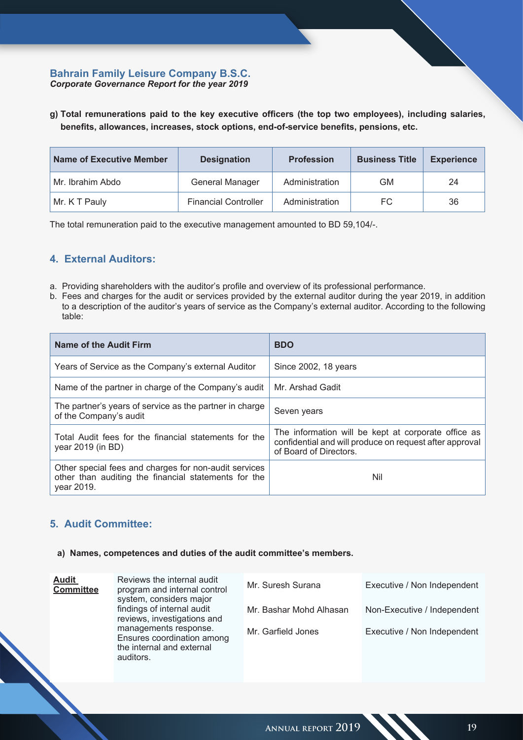**Bahrain Family Leisure Company B.S.C.**
***Corporate Governance Report for the year 2019***

**g) Total remunerations paid to the key executive officers (the top two employees), including salaries, benefits, allowances, increases, stock options, end-of-service benefits, pensions, etc.**

| Name of Executive Member | Designation | Profession | Business Title | Experience |
|---|---|---|---|---|
| Mr. Ibrahim Abdo | General Manager | Administration | GM | 24 |
| Mr. K T Pauly | Financial Controller | Administration | FC | 36 |

The total remuneration paid to the executive management amounted to BD 59,104/-.

## 4. External Auditors:

a. Providing shareholders with the auditor's profile and overview of its professional performance.
b. Fees and charges for the audit or services provided by the external auditor during the year 2019, in addition to a description of the auditor's years of service as the Company's external auditor. According to the following table:

| Name of the Audit Firm | BDO |
|---|---|
| Years of Service as the Company's external Auditor | Since 2002, 18 years |
| Name of the partner in charge of the Company's audit | Mr. Arshad Gadit |
| The partner's years of service as the partner in charge of the Company's audit | Seven years |
| Total Audit fees for the financial statements for the year 2019 (in BD) | The information will be kept at corporate office as confidential and will produce on request after approval of Board of Directors. |
| Other special fees and charges for non-audit services other than auditing the financial statements for the year 2019. | Nil |

## 5. Audit Committee:

**a) Names, competences and duties of the audit committee's members.**

| Committee | Duties | Members | Status |
|---|---|---|---|
| **Audit Committee** | Reviews the internal audit program and internal control system, considers major findings of internal audit reviews, investigations and managements response. Ensures coordination among the internal and external auditors. | Mr. Suresh Surana | Executive / Non Independent |
| | | Mr. Bashar Mohd Alhasan | Non-Executive / Independent |
| | | Mr. Garfield Jones | Executive / Non Independent |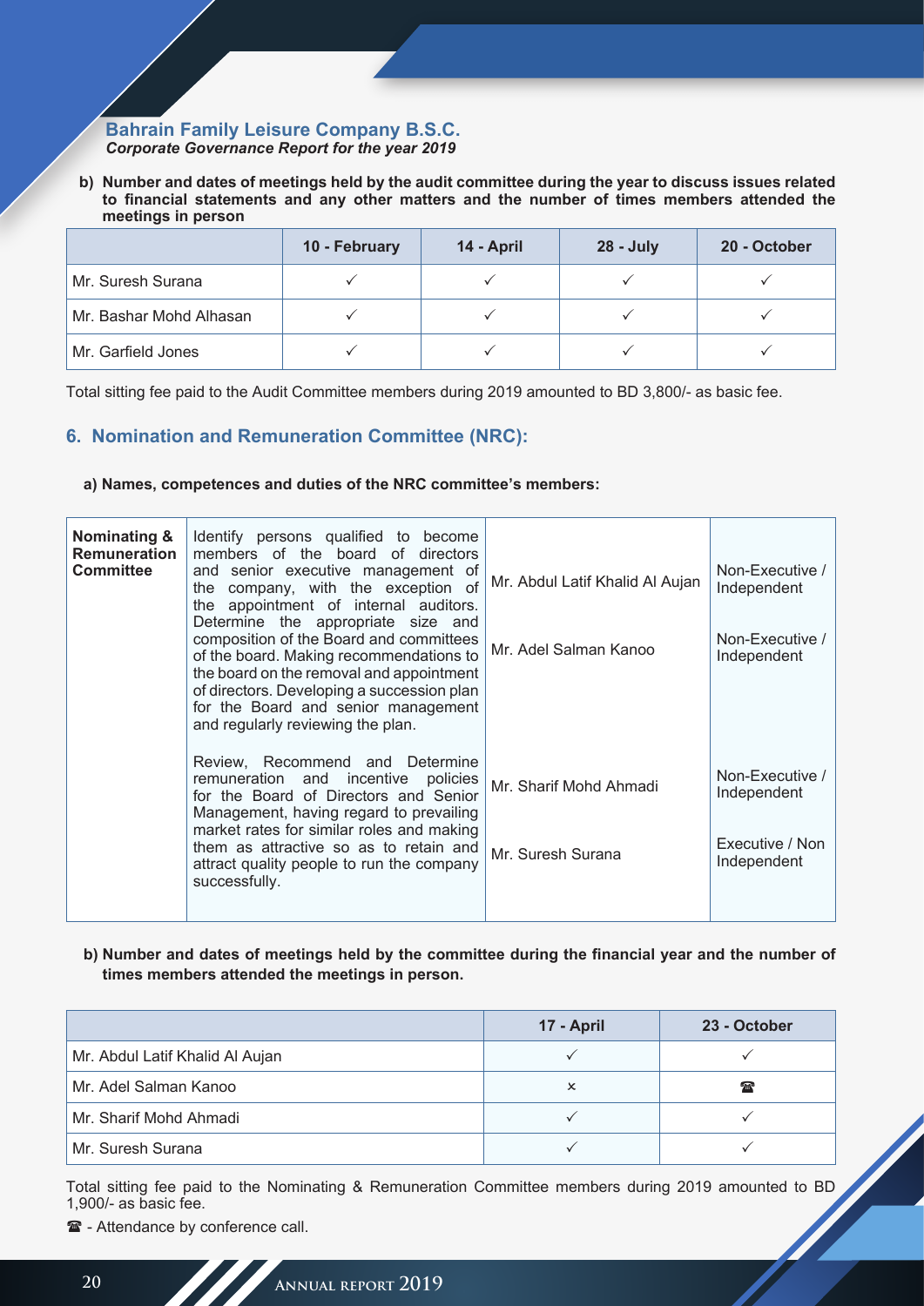**Bahrain Family Leisure Company B.S.C.**
***Corporate Governance Report for the year 2019***

**b) Number and dates of meetings held by the audit committee during the year to discuss issues related to financial statements and any other matters and the number of times members attended the meetings in person**

| | 10 - February | 14 - April | 28 - July | 20 - October |
|---|---|---|---|---|
| Mr. Suresh Surana | ✓ | ✓ | ✓ | ✓ |
| Mr. Bashar Mohd Alhasan | ✓ | ✓ | ✓ | ✓ |
| Mr. Garfield Jones | ✓ | ✓ | ✓ | ✓ |

Total sitting fee paid to the Audit Committee members during 2019 amounted to BD 3,800/- as basic fee.

## 6. Nomination and Remuneration Committee (NRC):

**a) Names, competences and duties of the NRC committee's members:**

| | | | |
|---|---|---|---|
| **Nominating & Remuneration Committee** | Identify persons qualified to become members of the board of directors and senior executive management of the company, with the exception of the appointment of internal auditors. Determine the appropriate size and composition of the Board and committees of the board. Making recommendations to the board on the removal and appointment of directors. Developing a succession plan for the Board and senior management and regularly reviewing the plan. | Mr. Abdul Latif Khalid Al Aujan | Non-Executive / Independent |
| | | Mr. Adel Salman Kanoo | Non-Executive / Independent |
| | Review, Recommend and Determine remuneration and incentive policies for the Board of Directors and Senior Management, having regard to prevailing market rates for similar roles and making them as attractive so as to retain and attract quality people to run the company successfully. | Mr. Sharif Mohd Ahmadi | Non-Executive / Independent |
| | | Mr. Suresh Surana | Executive / Non Independent |

**b) Number and dates of meetings held by the committee during the financial year and the number of times members attended the meetings in person.**

| | 17 - April | 23 - October |
|---|---|---|
| Mr. Abdul Latif Khalid Al Aujan | ✓ | ✓ |
| Mr. Adel Salman Kanoo | × | ☎ |
| Mr. Sharif Mohd Ahmadi | ✓ | ✓ |
| Mr. Suresh Surana | ✓ | ✓ |

Total sitting fee paid to the Nominating & Remuneration Committee members during 2019 amounted to BD 1,900/- as basic fee.

☎ - Attendance by conference call.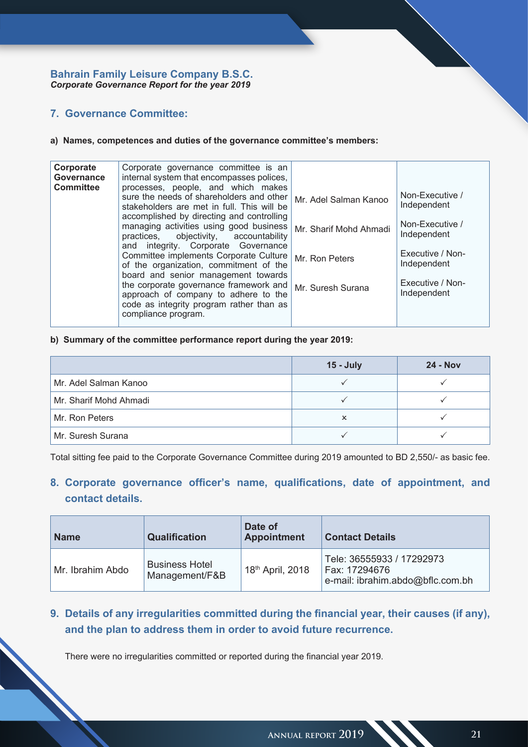**Bahrain Family Leisure Company B.S.C.**
***Corporate Governance Report for the year 2019***

## 7. Governance Committee:

**a) Names, competences and duties of the governance committee's members:**

| | | | |
|---|---|---|---|
| **Corporate Governance Committee** | Corporate governance committee is an internal system that encompasses polices, processes, people, and which makes sure the needs of shareholders and other stakeholders are met in full. This will be accomplished by directing and controlling managing activities using good business practices, objectivity, accountability and integrity. Corporate Governance Committee implements Corporate Culture of the organization, commitment of the board and senior management towards the corporate governance framework and approach of company to adhere to the code as integrity program rather than as compliance program. | Mr. Adel Salman Kanoo<br>Mr. Sharif Mohd Ahmadi<br>Mr. Ron Peters<br>Mr. Suresh Surana | Non-Executive / Independent<br>Non-Executive / Independent<br>Executive / Non-Independent<br>Executive / Non-Independent |

**b) Summary of the committee performance report during the year 2019:**

| | 15 - July | 24 - Nov |
|---|---|---|
| Mr. Adel Salman Kanoo | ✓ | ✓ |
| Mr. Sharif Mohd Ahmadi | ✓ | ✓ |
| Mr. Ron Peters | × | ✓ |
| Mr. Suresh Surana | ✓ | ✓ |

Total sitting fee paid to the Corporate Governance Committee during 2019 amounted to BD 2,550/- as basic fee.

## 8. Corporate governance officer's name, qualifications, date of appointment, and contact details.

| Name | Qualification | Date of Appointment | Contact Details |
|---|---|---|---|
| Mr. Ibrahim Abdo | Business Hotel Management/F&B | 18th April, 2018 | Tele: 36555933 / 17292973<br>Fax: 17294676<br>e-mail: ibrahim.abdo@bflc.com.bh |

## 9. Details of any irregularities committed during the financial year, their causes (if any), and the plan to address them in order to avoid future recurrence.

There were no irregularities committed or reported during the financial year 2019.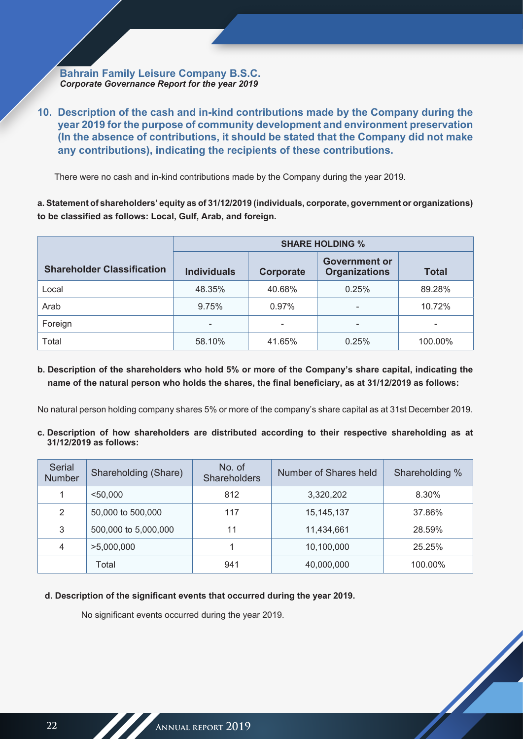## 10. Description of the cash and in-kind contributions made by the Company during the year 2019 for the purpose of community development and environment preservation (In the absence of contributions, it should be stated that the Company did not make any contributions), indicating the recipients of these contributions.

There were no cash and in-kind contributions made by the Company during the year 2019.

**a. Statement of shareholders' equity as of 31/12/2019 (individuals, corporate, government or organizations) to be classified as follows: Local, Gulf, Arab, and foreign.**

| Shareholder Classification | SHARE HOLDING % | | | |
|---|---|---|---|---|
| | Individuals | Corporate | Government or Organizations | Total |
| Local | 48.35% | 40.68% | 0.25% | 89.28% |
| Arab | 9.75% | 0.97% | - | 10.72% |
| Foreign | - | - | - | - |
| Total | 58.10% | 41.65% | 0.25% | 100.00% |

**b. Description of the shareholders who hold 5% or more of the Company's share capital, indicating the name of the natural person who holds the shares, the final beneficiary, as at 31/12/2019 as follows:**

No natural person holding company shares 5% or more of the company's share capital as at 31st December 2019.

**c. Description of how shareholders are distributed according to their respective shareholding as at 31/12/2019 as follows:**

| Serial Number | Shareholding (Share) | No. of Shareholders | Number of Shares held | Shareholding % |
|---|---|---|---|---|
| 1 | <50,000 | 812 | 3,320,202 | 8.30% |
| 2 | 50,000 to 500,000 | 117 | 15,145,137 | 37.86% |
| 3 | 500,000 to 5,000,000 | 11 | 11,434,661 | 28.59% |
| 4 | >5,000,000 | 1 | 10,100,000 | 25.25% |
| | Total | 941 | 40,000,000 | 100.00% |

**d. Description of the significant events that occurred during the year 2019.**

No significant events occurred during the year 2019.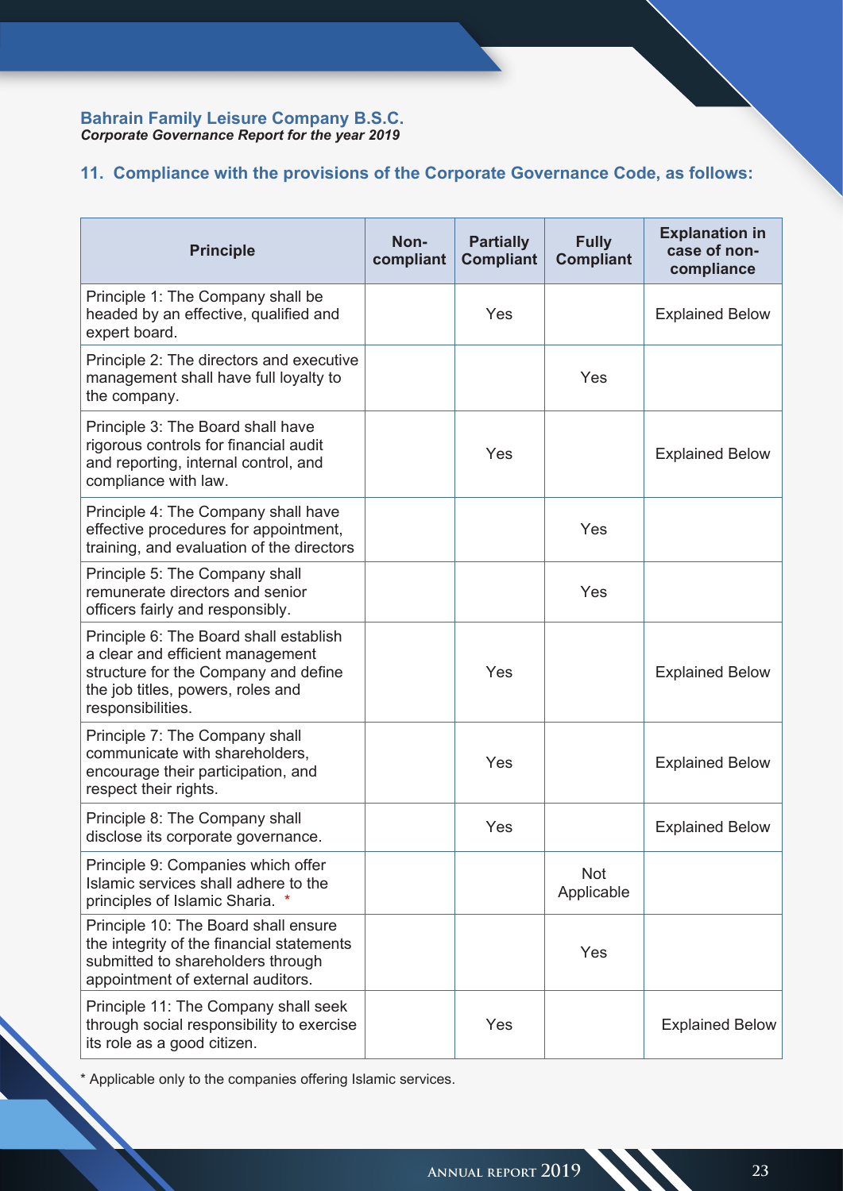**Bahrain Family Leisure Company B.S.C.**
***Corporate Governance Report for the year 2019***

## 11. Compliance with the provisions of the Corporate Governance Code, as follows:

| Principle | Non-compliant | Partially Compliant | Fully Compliant | Explanation in case of non-compliance |
|---|---|---|---|---|
| Principle 1: The Company shall be headed by an effective, qualified and expert board. | | Yes | | Explained Below |
| Principle 2: The directors and executive management shall have full loyalty to the company. | | | Yes | |
| Principle 3: The Board shall have rigorous controls for financial audit and reporting, internal control, and compliance with law. | | Yes | | Explained Below |
| Principle 4: The Company shall have effective procedures for appointment, training, and evaluation of the directors | | | Yes | |
| Principle 5: The Company shall remunerate directors and senior officers fairly and responsibly. | | | Yes | |
| Principle 6: The Board shall establish a clear and efficient management structure for the Company and define the job titles, powers, roles and responsibilities. | | Yes | | Explained Below |
| Principle 7: The Company shall communicate with shareholders, encourage their participation, and respect their rights. | | Yes | | Explained Below |
| Principle 8: The Company shall disclose its corporate governance. | | Yes | | Explained Below |
| Principle 9: Companies which offer Islamic services shall adhere to the principles of Islamic Sharia. * | | | Not Applicable | |
| Principle 10: The Board shall ensure the integrity of the financial statements submitted to shareholders through appointment of external auditors. | | | Yes | |
| Principle 11: The Company shall seek through social responsibility to exercise its role as a good citizen. | | Yes | | Explained Below |

* Applicable only to the companies offering Islamic services.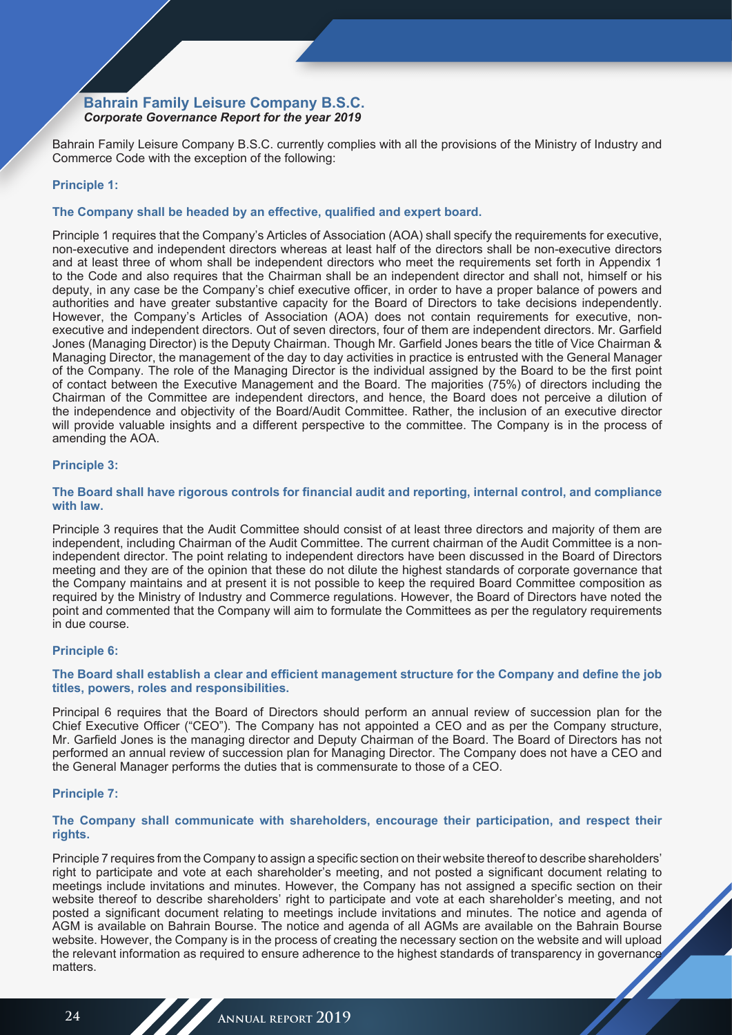## Bahrain Family Leisure Company B.S.C.
***Corporate Governance Report for the year 2019***

Bahrain Family Leisure Company B.S.C. currently complies with all the provisions of the Ministry of Industry and Commerce Code with the exception of the following:

**Principle 1:**

**The Company shall be headed by an effective, qualified and expert board.**

Principle 1 requires that the Company's Articles of Association (AOA) shall specify the requirements for executive, non-executive and independent directors whereas at least half of the directors shall be non-executive directors and at least three of whom shall be independent directors who meet the requirements set forth in Appendix 1 to the Code and also requires that the Chairman shall be an independent director and shall not, himself or his deputy, in any case be the Company's chief executive officer, in order to have a proper balance of powers and authorities and have greater substantive capacity for the Board of Directors to take decisions independently. However, the Company's Articles of Association (AOA) does not contain requirements for executive, non-executive and independent directors. Out of seven directors, four of them are independent directors. Mr. Garfield Jones (Managing Director) is the Deputy Chairman. Though Mr. Garfield Jones bears the title of Vice Chairman & Managing Director, the management of the day to day activities in practice is entrusted with the General Manager of the Company. The role of the Managing Director is the individual assigned by the Board to be the first point of contact between the Executive Management and the Board. The majorities (75%) of directors including the Chairman of the Committee are independent directors, and hence, the Board does not perceive a dilution of the independence and objectivity of the Board/Audit Committee. Rather, the inclusion of an executive director will provide valuable insights and a different perspective to the committee. The Company is in the process of amending the AOA.

**Principle 3:**

**The Board shall have rigorous controls for financial audit and reporting, internal control, and compliance with law.**

Principle 3 requires that the Audit Committee should consist of at least three directors and majority of them are independent, including Chairman of the Audit Committee. The current chairman of the Audit Committee is a non-independent director. The point relating to independent directors have been discussed in the Board of Directors meeting and they are of the opinion that these do not dilute the highest standards of corporate governance that the Company maintains and at present it is not possible to keep the required Board Committee composition as required by the Ministry of Industry and Commerce regulations. However, the Board of Directors have noted the point and commented that the Company will aim to formulate the Committees as per the regulatory requirements in due course.

**Principle 6:**

**The Board shall establish a clear and efficient management structure for the Company and define the job titles, powers, roles and responsibilities.**

Principal 6 requires that the Board of Directors should perform an annual review of succession plan for the Chief Executive Officer ("CEO"). The Company has not appointed a CEO and as per the Company structure, Mr. Garfield Jones is the managing director and Deputy Chairman of the Board. The Board of Directors has not performed an annual review of succession plan for Managing Director. The Company does not have a CEO and the General Manager performs the duties that is commensurate to those of a CEO.

**Principle 7:**

**The Company shall communicate with shareholders, encourage their participation, and respect their rights.**

Principle 7 requires from the Company to assign a specific section on their website thereof to describe shareholders' right to participate and vote at each shareholder's meeting, and not posted a significant document relating to meetings include invitations and minutes. However, the Company has not assigned a specific section on their website thereof to describe shareholders' right to participate and vote at each shareholder's meeting, and not posted a significant document relating to meetings include invitations and minutes. The notice and agenda of AGM is available on Bahrain Bourse. The notice and agenda of all AGMs are available on the Bahrain Bourse website. However, the Company is in the process of creating the necessary section on the website and will upload the relevant information as required to ensure adherence to the highest standards of transparency in governance matters.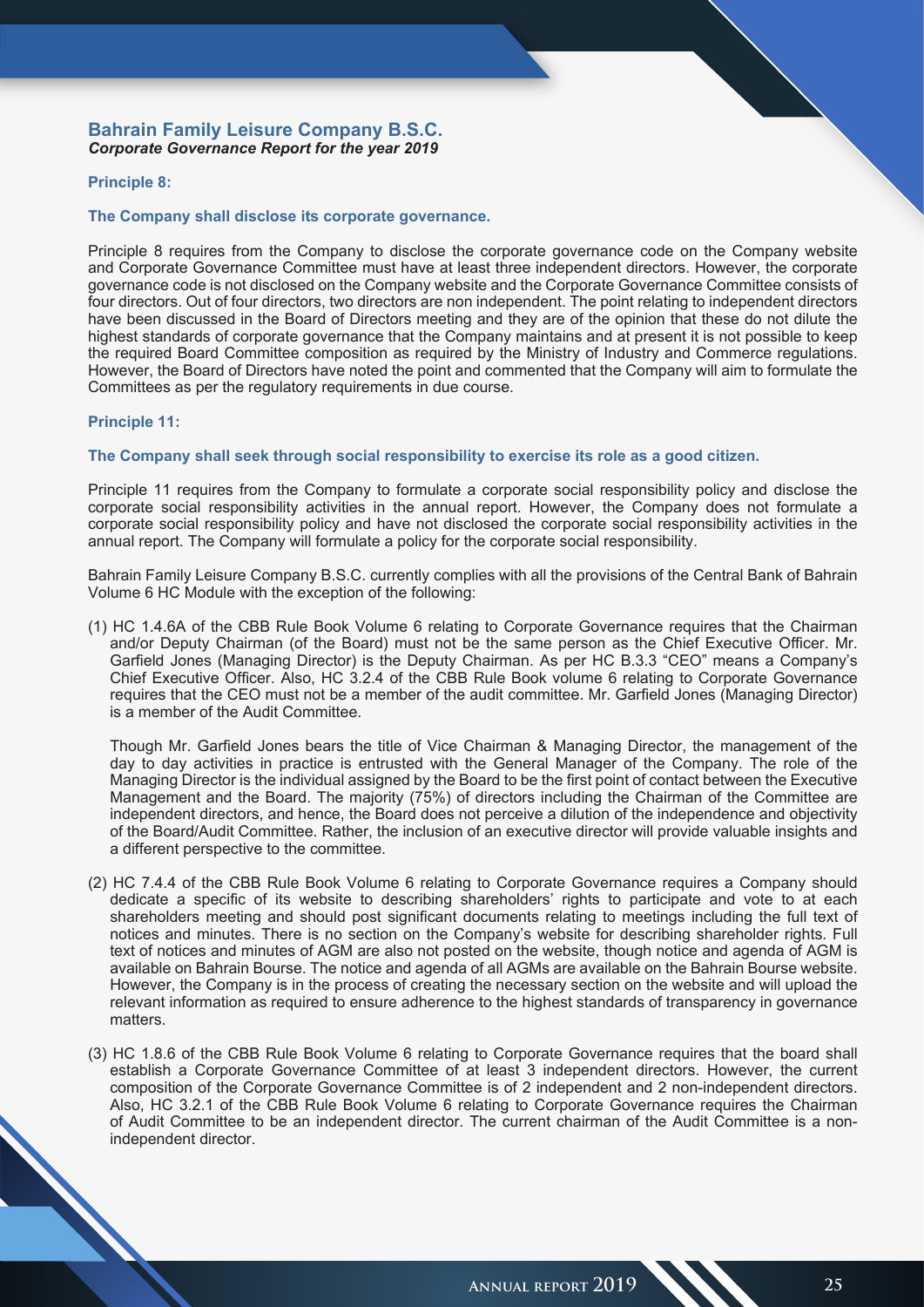**Bahrain Family Leisure Company B.S.C.**
***Corporate Governance Report for the year 2019***

### Principle 8:

### The Company shall disclose its corporate governance.

Principle 8 requires from the Company to disclose the corporate governance code on the Company website and Corporate Governance Committee must have at least three independent directors. However, the corporate governance code is not disclosed on the Company website and the Corporate Governance Committee consists of four directors. Out of four directors, two directors are non independent. The point relating to independent directors have been discussed in the Board of Directors meeting and they are of the opinion that these do not dilute the highest standards of corporate governance that the Company maintains and at present it is not possible to keep the required Board Committee composition as required by the Ministry of Industry and Commerce regulations. However, the Board of Directors have noted the point and commented that the Company will aim to formulate the Committees as per the regulatory requirements in due course.

### Principle 11:

### The Company shall seek through social responsibility to exercise its role as a good citizen.

Principle 11 requires from the Company to formulate a corporate social responsibility policy and disclose the corporate social responsibility activities in the annual report. However, the Company does not formulate a corporate social responsibility policy and have not disclosed the corporate social responsibility activities in the annual report. The Company will formulate a policy for the corporate social responsibility.

Bahrain Family Leisure Company B.S.C. currently complies with all the provisions of the Central Bank of Bahrain Volume 6 HC Module with the exception of the following:

(1) HC 1.4.6A of the CBB Rule Book Volume 6 relating to Corporate Governance requires that the Chairman and/or Deputy Chairman (of the Board) must not be the same person as the Chief Executive Officer. Mr. Garfield Jones (Managing Director) is the Deputy Chairman. As per HC B.3.3 "CEO" means a Company's Chief Executive Officer. Also, HC 3.2.4 of the CBB Rule Book volume 6 relating to Corporate Governance requires that the CEO must not be a member of the audit committee. Mr. Garfield Jones (Managing Director) is a member of the Audit Committee.

    Though Mr. Garfield Jones bears the title of Vice Chairman & Managing Director, the management of the day to day activities in practice is entrusted with the General Manager of the Company. The role of the Managing Director is the individual assigned by the Board to be the first point of contact between the Executive Management and the Board. The majority (75%) of directors including the Chairman of the Committee are independent directors, and hence, the Board does not perceive a dilution of the independence and objectivity of the Board/Audit Committee. Rather, the inclusion of an executive director will provide valuable insights and a different perspective to the committee.

(2) HC 7.4.4 of the CBB Rule Book Volume 6 relating to Corporate Governance requires a Company should dedicate a specific of its website to describing shareholders' rights to participate and vote to at each shareholders meeting and should post significant documents relating to meetings including the full text of notices and minutes. There is no section on the Company's website for describing shareholder rights. Full text of notices and minutes of AGM are also not posted on the website, though notice and agenda of AGM is available on Bahrain Bourse. The notice and agenda of all AGMs are available on the Bahrain Bourse website. However, the Company is in the process of creating the necessary section on the website and will upload the relevant information as required to ensure adherence to the highest standards of transparency in governance matters.

(3) HC 1.8.6 of the CBB Rule Book Volume 6 relating to Corporate Governance requires that the board shall establish a Corporate Governance Committee of at least 3 independent directors. However, the current composition of the Corporate Governance Committee is of 2 independent and 2 non-independent directors. Also, HC 3.2.1 of the CBB Rule Book Volume 6 relating to Corporate Governance requires the Chairman of Audit Committee to be an independent director. The current chairman of the Audit Committee is a non-independent director.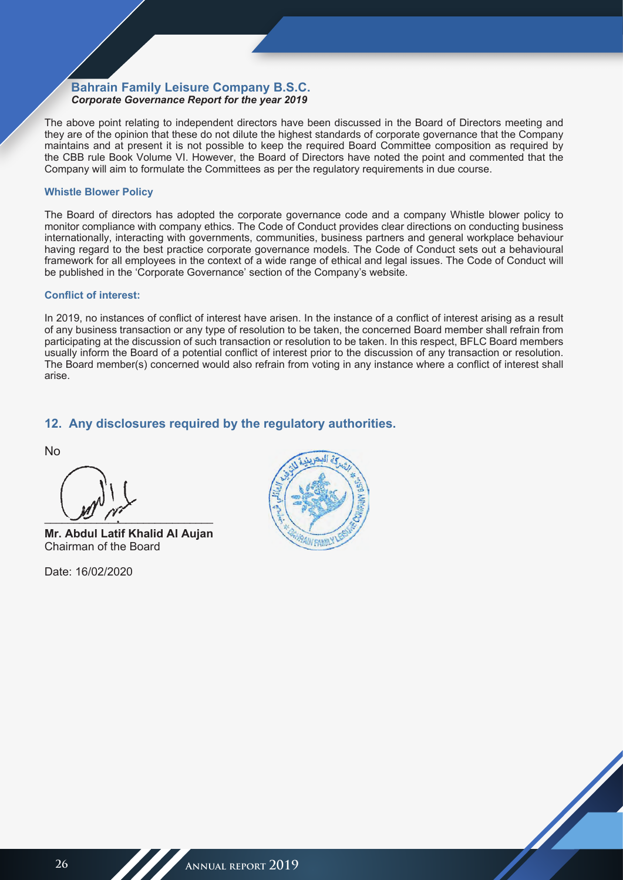The above point relating to independent directors have been discussed in the Board of Directors meeting and they are of the opinion that these do not dilute the highest standards of corporate governance that the Company maintains and at present it is not possible to keep the required Board Committee composition as required by the CBB rule Book Volume VI. However, the Board of Directors have noted the point and commented that the Company will aim to formulate the Committees as per the regulatory requirements in due course.

### Whistle Blower Policy

The Board of directors has adopted the corporate governance code and a company Whistle blower policy to monitor compliance with company ethics. The Code of Conduct provides clear directions on conducting business internationally, interacting with governments, communities, business partners and general workplace behaviour having regard to the best practice corporate governance models. The Code of Conduct sets out a behavioural framework for all employees in the context of a wide range of ethical and legal issues. The Code of Conduct will be published in the 'Corporate Governance' section of the Company's website.

### Conflict of interest:

In 2019, no instances of conflict of interest have arisen. In the instance of a conflict of interest arising as a result of any business transaction or any type of resolution to be taken, the concerned Board member shall refrain from participating at the discussion of such transaction or resolution to be taken. In this respect, BFLC Board members usually inform the Board of a potential conflict of interest prior to the discussion of any transaction or resolution. The Board member(s) concerned would also refrain from voting in any instance where a conflict of interest shall arise.

## 12. Any disclosures required by the regulatory authorities.

No

**Mr. Abdul Latif Khalid Al Aujan**
Chairman of the Board

Date: 16/02/2020